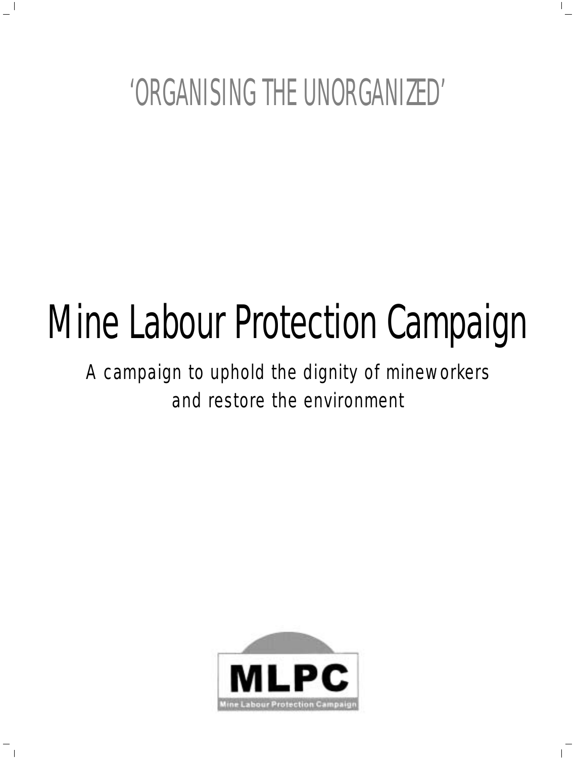'ORGANISING THE UNORGANIZED'

# Mine Labour Protection Campaign

A campaign to uphold the dignity of mineworkers and restore the environment

MLPC

Mine Labour Protection Campaign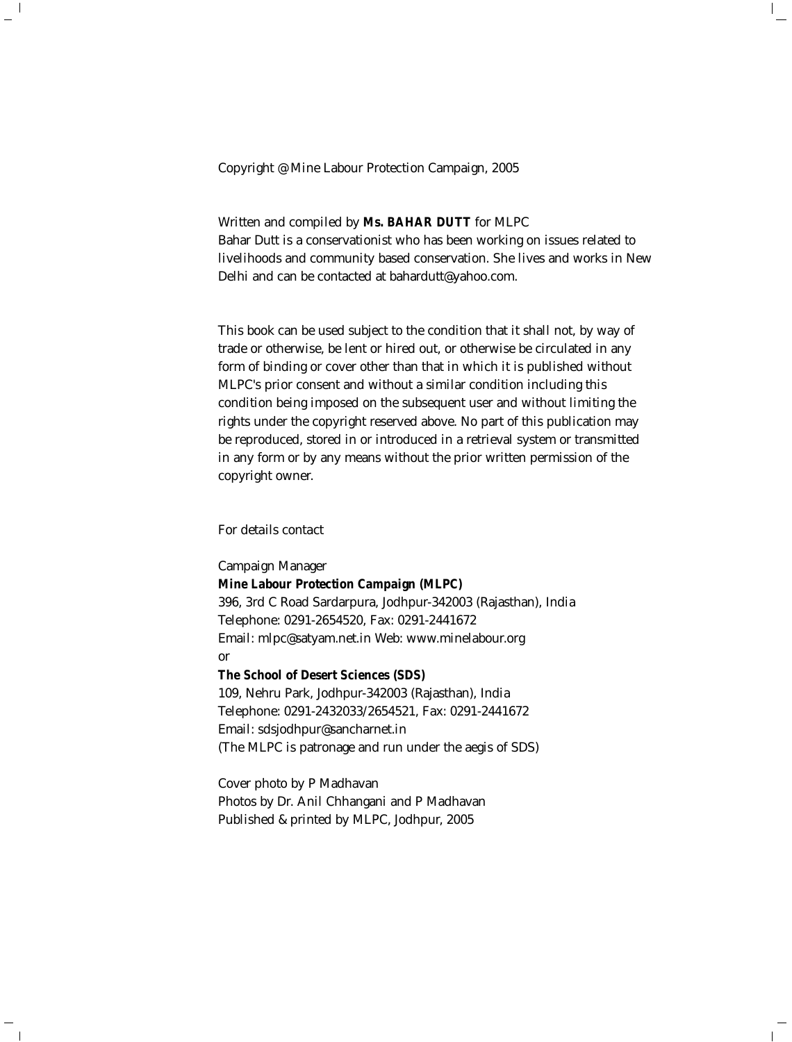Copyright @ Mine Labour Protection Campaign, 2005

Written and compiled by ***Ms. BAHAR DUTT*** for MLPC
Bahar Dutt is a conservationist who has been working on issues related to livelihoods and community based conservation. She lives and works in New Delhi and can be contacted at bahardutt@yahoo.com.

This book can be used subject to the condition that it shall not, by way of trade or otherwise, be lent or hired out, or otherwise be circulated in any form of binding or cover other than that in which it is published without MLPC's prior consent and without a similar condition including this condition being imposed on the subsequent user and without limiting the rights under the copyright reserved above. No part of this publication may be reproduced, stored in or introduced in a retrieval system or transmitted in any form or by any means without the prior written permission of the copyright owner.

For details contact

Campaign Manager
***Mine Labour Protection Campaign (MLPC)***
396, 3rd C Road Sardarpura, Jodhpur-342003 (Rajasthan), India
Telephone: 0291-2654520, Fax: 0291-2441672
Email: mlpc@satyam.net.in Web: www.minelabour.org
or
***The School of Desert Sciences (SDS)***
109, Nehru Park, Jodhpur-342003 (Rajasthan), India
Telephone: 0291-2432033/2654521, Fax: 0291-2441672
Email: sdsjodhpur@sancharnet.in
(The MLPC is patronage and run under the aegis of SDS)

Cover photo by P Madhavan
Photos by Dr. Anil Chhangani and P Madhavan
Published & printed by MLPC, Jodhpur, 2005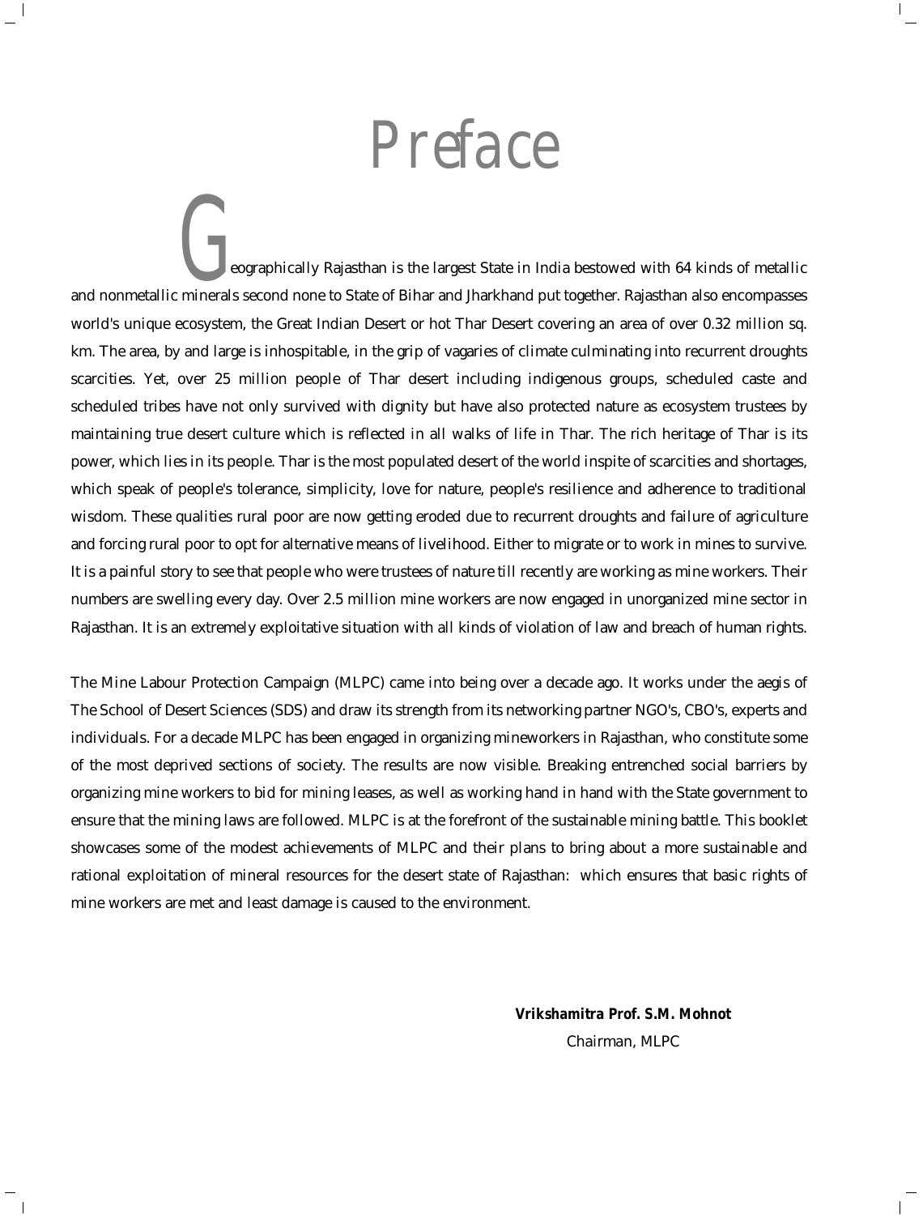# Preface

Geographically Rajasthan is the largest State in India bestowed with 64 kinds of metallic and nonmetallic minerals second none to State of Bihar and Jharkhand put together. Rajasthan also encompasses world's unique ecosystem, the Great Indian Desert or hot Thar Desert covering an area of over 0.32 million sq. km. The area, by and large is inhospitable, in the grip of vagaries of climate culminating into recurrent droughts scarcities. Yet, over 25 million people of Thar desert including indigenous groups, scheduled caste and scheduled tribes have not only survived with dignity but have also protected nature as ecosystem trustees by maintaining true desert culture which is reflected in all walks of life in Thar. The rich heritage of Thar is its power, which lies in its people. Thar is the most populated desert of the world inspite of scarcities and shortages, which speak of people's tolerance, simplicity, love for nature, people's resilience and adherence to traditional wisdom. These qualities rural poor are now getting eroded due to recurrent droughts and failure of agriculture and forcing rural poor to opt for alternative means of livelihood. Either to migrate or to work in mines to survive. It is a painful story to see that people who were trustees of nature till recently are working as mine workers. Their numbers are swelling every day. Over 2.5 million mine workers are now engaged in unorganized mine sector in Rajasthan. It is an extremely exploitative situation with all kinds of violation of law and breach of human rights.

The Mine Labour Protection Campaign (MLPC) came into being over a decade ago. It works under the aegis of The School of Desert Sciences (SDS) and draw its strength from its networking partner NGO's, CBO's, experts and individuals. For a decade MLPC has been engaged in organizing mineworkers in Rajasthan, who constitute some of the most deprived sections of society. The results are now visible. Breaking entrenched social barriers by organizing mine workers to bid for mining leases, as well as working hand in hand with the State government to ensure that the mining laws are followed. MLPC is at the forefront of the sustainable mining battle. This booklet showcases some of the modest achievements of MLPC and their plans to bring about a more sustainable and rational exploitation of mineral resources for the desert state of Rajasthan: which ensures that basic rights of mine workers are met and least damage is caused to the environment.

**Vrikshamitra Prof. S.M. Mohnot**
Chairman, MLPC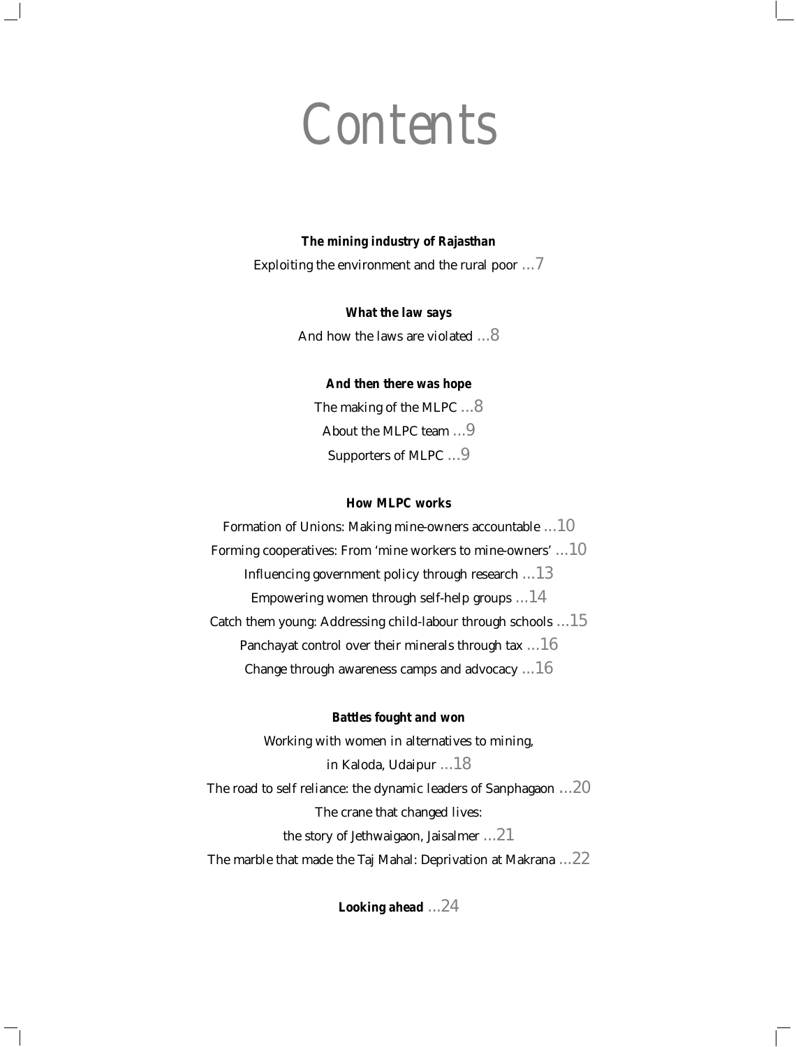# Contents

***The mining industry of Rajasthan***

Exploiting the environment and the rural poor ...7

***What the law says***

And how the laws are violated ...8

***And then there was hope***

The making of the MLPC ...8

About the MLPC team ...9

Supporters of MLPC ...9

***How MLPC works***

Formation of Unions: Making mine-owners accountable ...10

Forming cooperatives: From 'mine workers to mine-owners' ...10

Influencing government policy through research ...13

Empowering women through self-help groups ...14

Catch them young: Addressing child-labour through schools ...15

Panchayat control over their minerals through tax ...16

Change through awareness camps and advocacy ...16

***Battles fought and won***

Working with women in alternatives to mining,
in Kaloda, Udaipur ...18

The road to self reliance: the dynamic leaders of Sanphagaon ...20

The crane that changed lives:
the story of Jethwaigaon, Jaisalmer ...21

The marble that made the Taj Mahal: Deprivation at Makrana ...22

***Looking ahead*** ...24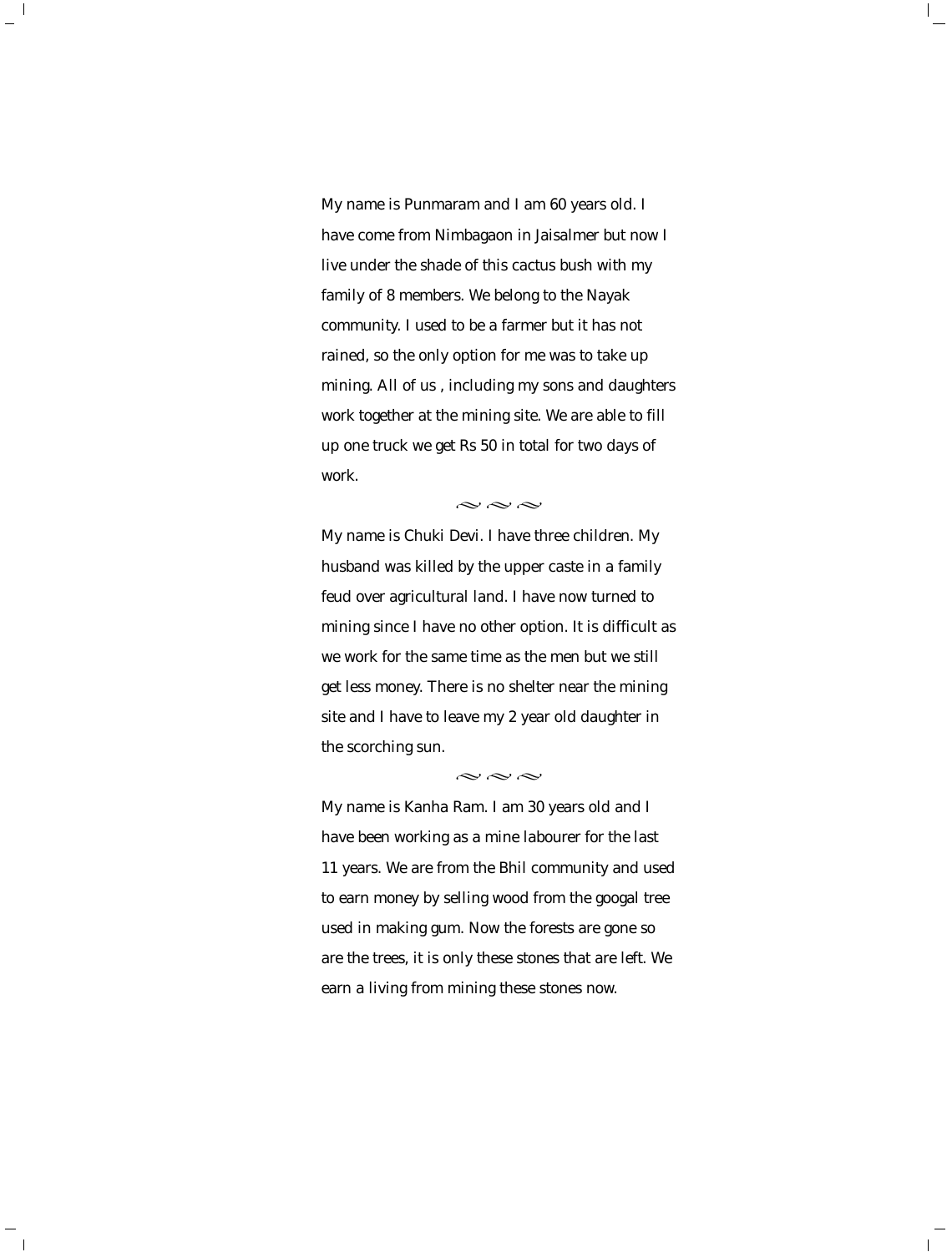My name is Punmaram and I am 60 years old. I have come from Nimbagaon in Jaisalmer but now I live under the shade of this cactus bush with my family of 8 members. We belong to the Nayak community. I used to be a farmer but it has not rained, so the only option for me was to take up mining. All of us , including my sons and daughters work together at the mining site. We are able to fill up one truck we get Rs 50 in total for two days of work.

~ ~ ~

My name is Chuki Devi. I have three children. My husband was killed by the upper caste in a family feud over agricultural land. I have now turned to mining since I have no other option. It is difficult as we work for the same time as the men but we still get less money. There is no shelter near the mining site and I have to leave my 2 year old daughter in the scorching sun.

~ ~ ~

My name is Kanha Ram. I am 30 years old and I have been working as a mine labourer for the last 11 years. We are from the Bhil community and used to earn money by selling wood from the googal tree used in making gum. Now the forests are gone so are the trees, it is only these stones that are left. We earn a living from mining these stones now.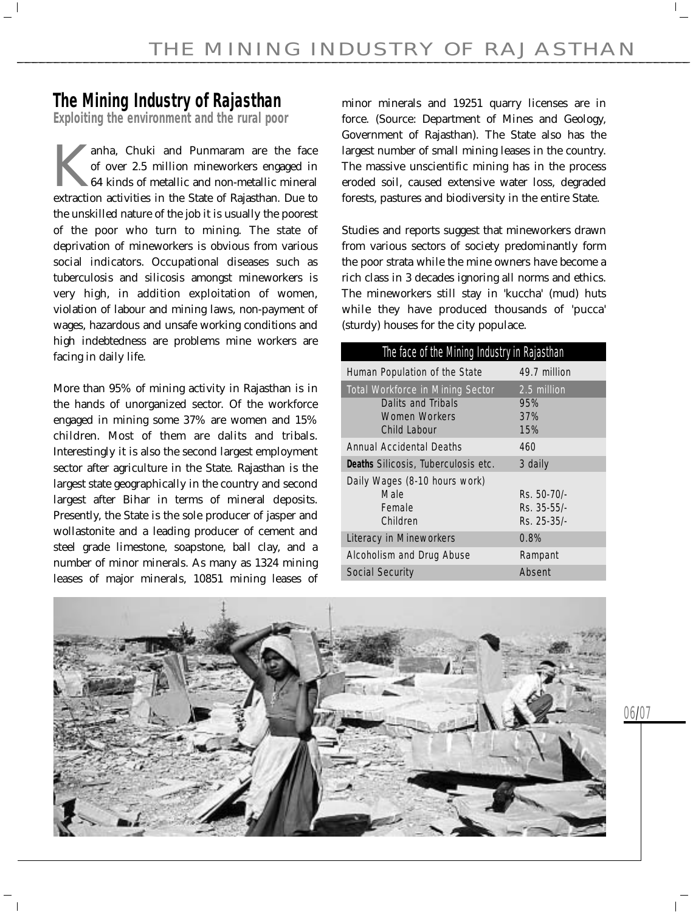## The Mining Industry of Rajasthan

### Exploiting the environment and the rural poor

Kanha, Chuki and Punmaram are the face of over 2.5 million mineworkers engaged in 64 kinds of metallic and non-metallic mineral extraction activities in the State of Rajasthan. Due to the unskilled nature of the job it is usually the poorest of the poor who turn to mining. The state of deprivation of mineworkers is obvious from various social indicators. Occupational diseases such as tuberculosis and silicosis amongst mineworkers is very high, in addition exploitation of women, violation of labour and mining laws, non-payment of wages, hazardous and unsafe working conditions and high indebtedness are problems mine workers are facing in daily life.

More than 95% of mining activity in Rajasthan is in the hands of unorganized sector. Of the workforce engaged in mining some 37% are women and 15% children. Most of them are dalits and tribals. Interestingly it is also the second largest employment sector after agriculture in the State. Rajasthan is the largest state geographically in the country and second largest after Bihar in terms of mineral deposits. Presently, the State is the sole producer of jasper and wollastonite and a leading producer of cement and steel grade limestone, soapstone, ball clay, and a number of minor minerals. As many as 1324 mining leases of major minerals, 10851 mining leases of minor minerals and 19251 quarry licenses are in force. (Source: Department of Mines and Geology, Government of Rajasthan). The State also has the largest number of small mining leases in the country. The massive unscientific mining has in the process eroded soil, caused extensive water loss, degraded forests, pastures and biodiversity in the entire State.

Studies and reports suggest that mineworkers drawn from various sectors of society predominantly form the poor strata while the mine owners have become a rich class in 3 decades ignoring all norms and ethics. The mineworkers still stay in 'kuccha' (mud) huts while they have produced thousands of 'pucca' (sturdy) houses for the city populace.

| The face of the Mining Industry in Rajasthan | |
|---|---|
| Human Population of the State | 49.7 million |
| Total Workforce in Mining Sector | 2.5 million |
| Dalits and Tribals | 95% |
| Women Workers | 37% |
| Child Labour | 15% |
| Annual Accidental Deaths | 460 |
| **Deaths** Silicosis, Tuberculosis etc. | 3 daily |
| Daily Wages (8-10 hours work) | |
| Male | Rs. 50-70/- |
| Female | Rs. 35-55/- |
| Children | Rs. 25-35/- |
| Literacy in Mineworkers | 0.8% |
| Alcoholism and Drug Abuse | Rampant |
| Social Security | Absent |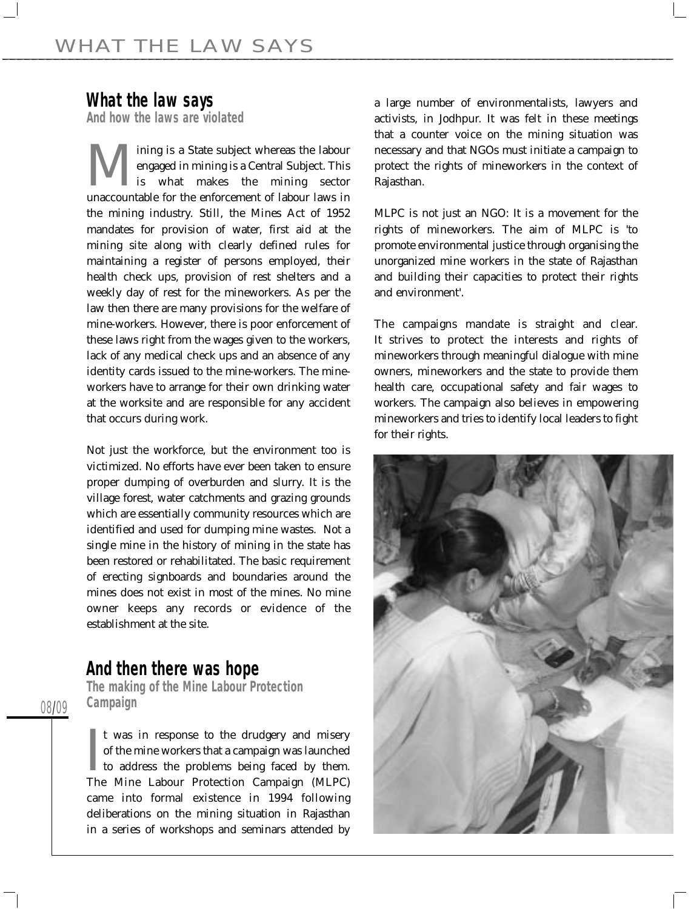## What the law says

### And how the laws are violated

Mining is a State subject whereas the labour engaged in mining is a Central Subject. This is what makes the mining sector unaccountable for the enforcement of labour laws in the mining industry. Still, the Mines Act of 1952 mandates for provision of water, first aid at the mining site along with clearly defined rules for maintaining a register of persons employed, their health check ups, provision of rest shelters and a weekly day of rest for the mineworkers. As per the law then there are many provisions for the welfare of mine-workers. However, there is poor enforcement of these laws right from the wages given to the workers, lack of any medical check ups and an absence of any identity cards issued to the mine-workers. The mine-workers have to arrange for their own drinking water at the worksite and are responsible for any accident that occurs during work.

Not just the workforce, but the environment too is victimized. No efforts have ever been taken to ensure proper dumping of overburden and slurry. It is the village forest, water catchments and grazing grounds which are essentially community resources which are identified and used for dumping mine wastes. Not a single mine in the history of mining in the state has been restored or rehabilitated. The basic requirement of erecting signboards and boundaries around the mines does not exist in most of the mines. No mine owner keeps any records or evidence of the establishment at the site.

## And then there was hope

### The making of the Mine Labour Protection Campaign

It was in response to the drudgery and misery of the mine workers that a campaign was launched to address the problems being faced by them. The Mine Labour Protection Campaign (MLPC) came into formal existence in 1994 following deliberations on the mining situation in Rajasthan in a series of workshops and seminars attended by a large number of environmentalists, lawyers and activists, in Jodhpur. It was felt in these meetings that a counter voice on the mining situation was necessary and that NGOs must initiate a campaign to protect the rights of mineworkers in the context of Rajasthan.

MLPC is not just an NGO: It is a movement for the rights of mineworkers. The aim of MLPC is 'to promote environmental justice through organising the unorganized mine workers in the state of Rajasthan and building their capacities to protect their rights and environment'.

The campaigns mandate is straight and clear. It strives to protect the interests and rights of mineworkers through meaningful dialogue with mine owners, mineworkers and the state to provide them health care, occupational safety and fair wages to workers. The campaign also believes in empowering mineworkers and tries to identify local leaders to fight for their rights.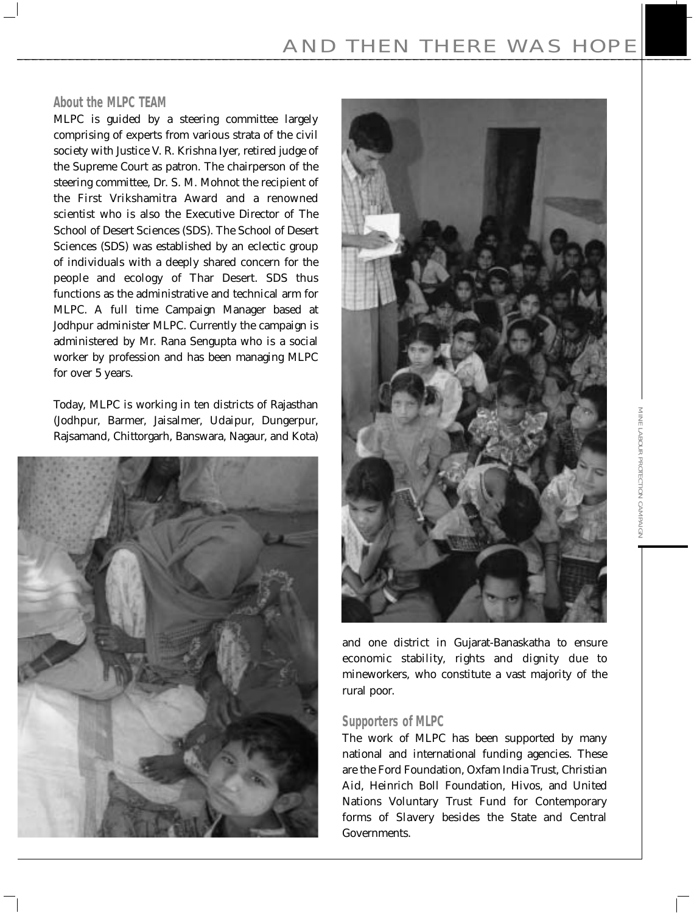## About the MLPC TEAM

MLPC is guided by a steering committee largely comprising of experts from various strata of the civil society with Justice V. R. Krishna Iyer, retired judge of the Supreme Court as patron. The chairperson of the steering committee, Dr. S. M. Mohnot the recipient of the First Vrikshamitra Award and a renowned scientist who is also the Executive Director of The School of Desert Sciences (SDS). The School of Desert Sciences (SDS) was established by an eclectic group of individuals with a deeply shared concern for the people and ecology of Thar Desert. SDS thus functions as the administrative and technical arm for MLPC. A full time Campaign Manager based at Jodhpur administer MLPC. Currently the campaign is administered by Mr. Rana Sengupta who is a social worker by profession and has been managing MLPC for over 5 years.

Today, MLPC is working in ten districts of Rajasthan (Jodhpur, Barmer, Jaisalmer, Udaipur, Dungerpur, Rajsamand, Chittorgarh, Banswara, Nagaur, and Kota) and one district in Gujarat-Banaskatha to ensure economic stability, rights and dignity due to mineworkers, who constitute a vast majority of the rural poor.

## Supporters of MLPC

The work of MLPC has been supported by many national and international funding agencies. These are the Ford Foundation, Oxfam India Trust, Christian Aid, Heinrich Boll Foundation, Hivos, and United Nations Voluntary Trust Fund for Contemporary forms of Slavery besides the State and Central Governments.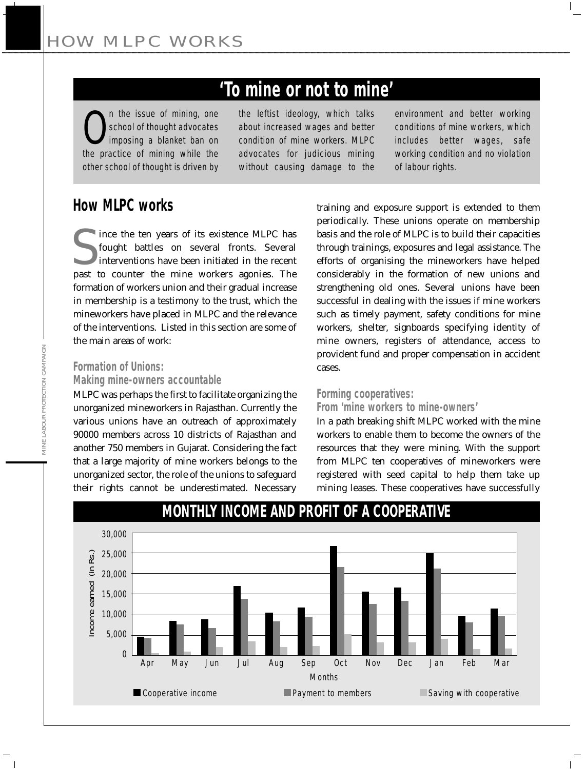## 'To mine or not to mine'

On the issue of mining, one school of thought advocates imposing a blanket ban on the practice of mining while the other school of thought is driven by the leftist ideology, which talks about increased wages and better condition of mine workers. MLPC advocates for judicious mining without causing damage to the environment and better working conditions of mine workers, which includes better wages, safe working condition and no violation of labour rights.

## How MLPC works

Since the ten years of its existence MLPC has fought battles on several fronts. Several interventions have been initiated in the recent past to counter the mine workers agonies. The formation of workers union and their gradual increase in membership is a testimony to the trust, which the mineworkers have placed in MLPC and the relevance of the interventions. Listed in this section are some of the main areas of work:

### Formation of Unions: Making mine-owners accountable

MLPC was perhaps the first to facilitate organizing the unorganized mineworkers in Rajasthan. Currently the various unions have an outreach of approximately 90000 members across 10 districts of Rajasthan and another 750 members in Gujarat. Considering the fact that a large majority of mine workers belongs to the unorganized sector, the role of the unions to safeguard their rights cannot be underestimated. Necessary training and exposure support is extended to them periodically. These unions operate on membership basis and the role of MLPC is to build their capacities through trainings, exposures and legal assistance. The efforts of organising the mineworkers have helped considerably in the formation of new unions and strengthening old ones. Several unions have been successful in dealing with the issues if mine workers such as timely payment, safety conditions for mine workers, shelter, signboards specifying identity of mine owners, registers of attendance, access to provident fund and proper compensation in accident cases.

### Forming cooperatives: From 'mine workers to mine-owners'

In a path breaking shift MLPC worked with the mine workers to enable them to become the owners of the resources that they were mining. With the support from MLPC ten cooperatives of mineworkers were registered with seed capital to help them take up mining leases. These cooperatives have successfully

**MONTHLY INCOME AND PROFIT OF A COOPERATIVE**

[Bar chart: Income earned (in Rs.) by month (Apr–Mar), showing Cooperative income, Payment to members, and Saving with cooperative. Y-axis 0 to 30,000.]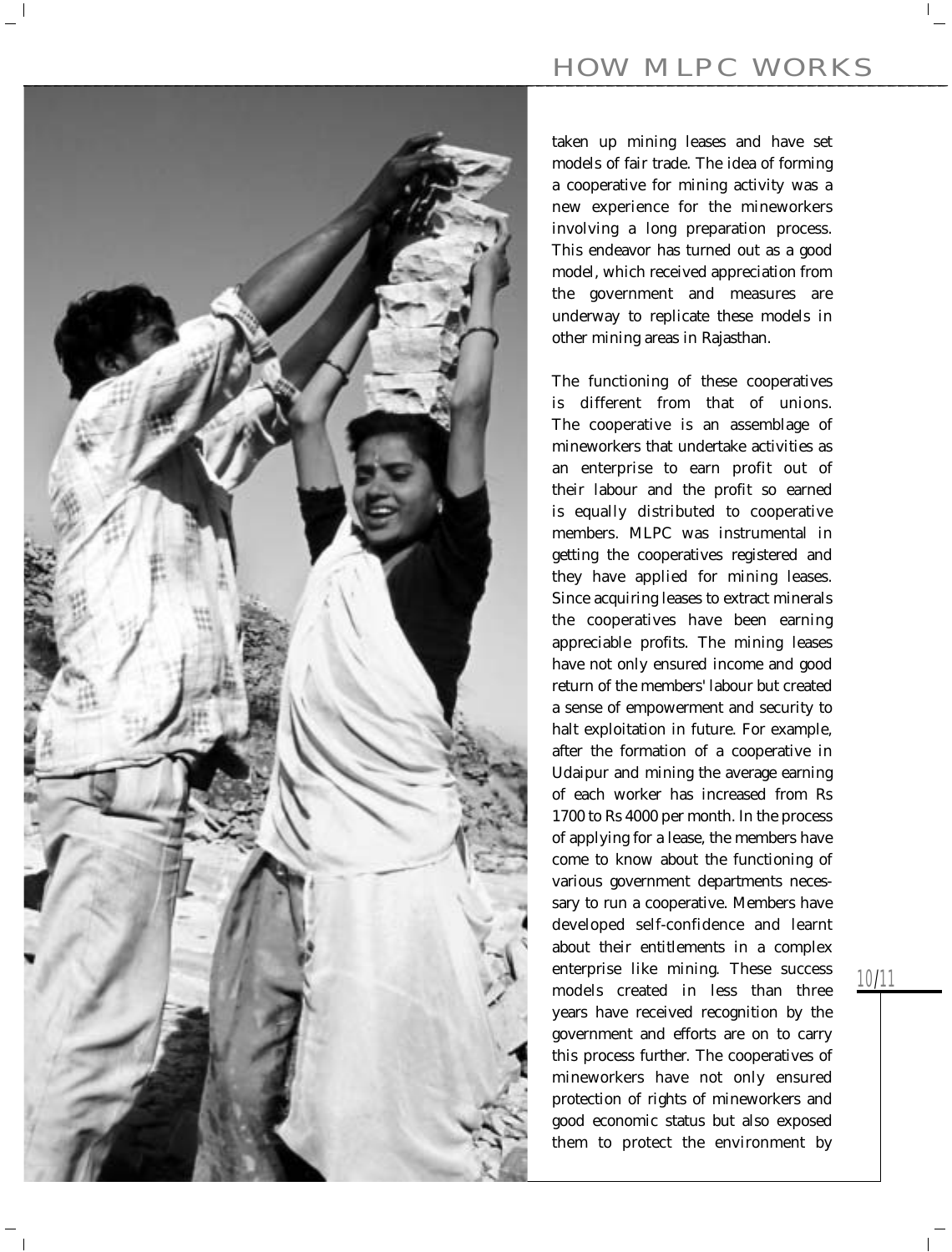taken up mining leases and have set models of fair trade. The idea of forming a cooperative for mining activity was a new experience for the mineworkers involving a long preparation process. This endeavor has turned out as a good model, which received appreciation from the government and measures are underway to replicate these models in other mining areas in Rajasthan.

The functioning of these cooperatives is different from that of unions. The cooperative is an assemblage of mineworkers that undertake activities as an enterprise to earn profit out of their labour and the profit so earned is equally distributed to cooperative members. MLPC was instrumental in getting the cooperatives registered and they have applied for mining leases. Since acquiring leases to extract minerals the cooperatives have been earning appreciable profits. The mining leases have not only ensured income and good return of the members' labour but created a sense of empowerment and security to halt exploitation in future. For example, after the formation of a cooperative in Udaipur and mining the average earning of each worker has increased from Rs 1700 to Rs 4000 per month. In the process of applying for a lease, the members have come to know about the functioning of various government departments necessary to run a cooperative. Members have developed self-confidence and learnt about their entitlements in a complex enterprise like mining. These success models created in less than three years have received recognition by the government and efforts are on to carry this process further. The cooperatives of mineworkers have not only ensured protection of rights of mineworkers and good economic status but also exposed them to protect the environment by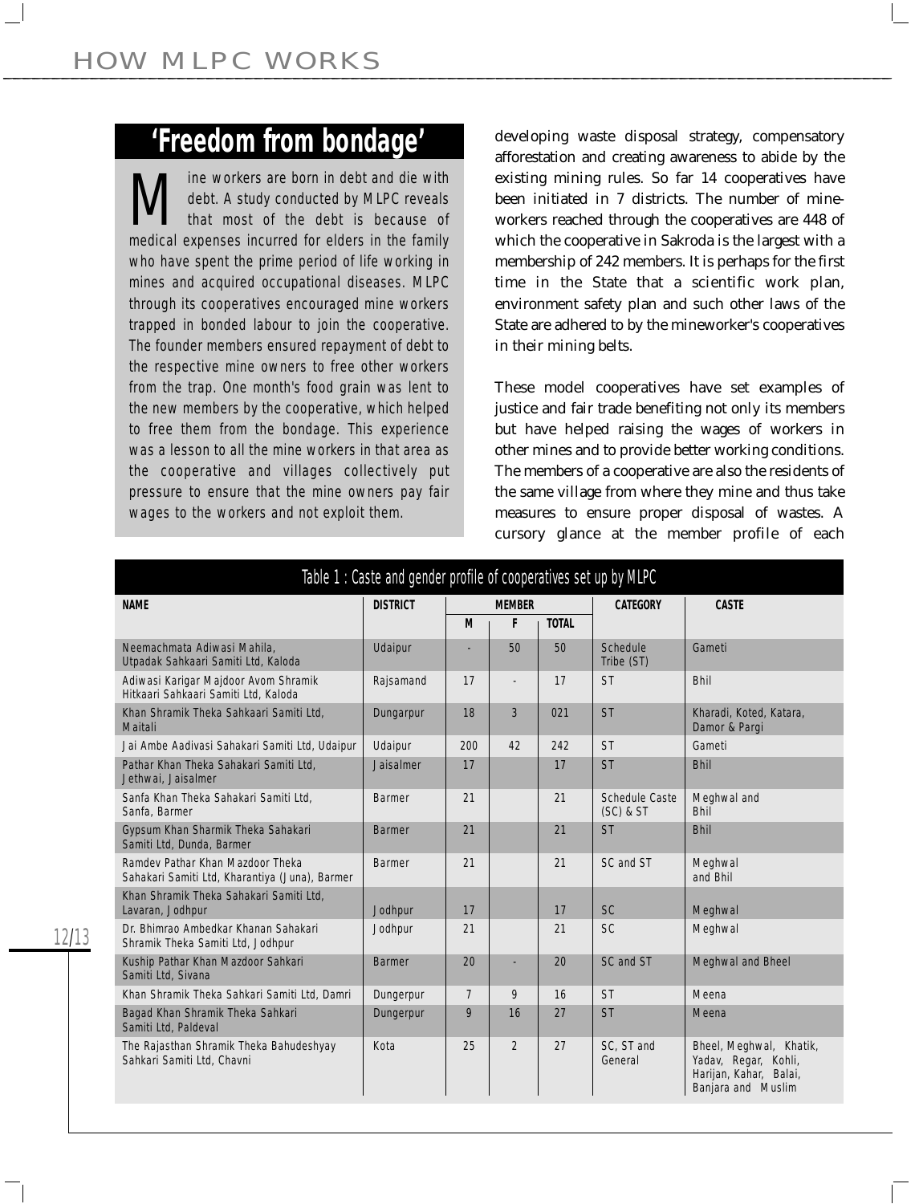## 'Freedom from bondage'

Mine workers are born in debt and die with debt. A study conducted by MLPC reveals that most of the debt is because of medical expenses incurred for elders in the family who have spent the prime period of life working in mines and acquired occupational diseases. MLPC through its cooperatives encouraged mine workers trapped in bonded labour to join the cooperative. The founder members ensured repayment of debt to the respective mine owners to free other workers from the trap. One month's food grain was lent to the new members by the cooperative, which helped to free them from the bondage. This experience was a lesson to all the mine workers in that area as the cooperative and villages collectively put pressure to ensure that the mine owners pay fair wages to the workers and not exploit them.

developing waste disposal strategy, compensatory afforestation and creating awareness to abide by the existing mining rules. So far 14 cooperatives have been initiated in 7 districts. The number of mine-workers reached through the cooperatives are 448 of which the cooperative in Sakroda is the largest with a membership of 242 members. It is perhaps for the first time in the State that a scientific work plan, environment safety plan and such other laws of the State are adhered to by the mineworker's cooperatives in their mining belts.

These model cooperatives have set examples of justice and fair trade benefiting not only its members but have helped raising the wages of workers in other mines and to provide better working conditions. The members of a cooperative are also the residents of the same village from where they mine and thus take measures to ensure proper disposal of wastes. A cursory glance at the member profile of each

Table 1 : Caste and gender profile of cooperatives set up by MLPC

| NAME | DISTRICT | MEMBER | | | CATEGORY | CASTE |
|---|---|---|---|---|---|---|
| | | M | F | TOTAL | | |
| Neemachmata Adiwasi Mahila, Utpadak Sahkaari Samiti Ltd, Kaloda | Udaipur | - | 50 | 50 | Schedule Tribe (ST) | Gameti |
| Adiwasi Karigar Majdoor Avom Shramik Hitkaari Sahkaari Samiti Ltd, Kaloda | Rajsamand | 17 | - | 17 | ST | Bhil |
| Khan Shramik Theka Sahkaari Samiti Ltd, Maitali | Dungarpur | 18 | 3 | 021 | ST | Kharadi, Koted, Katara, Damor & Pargi |
| Jai Ambe Aadivasi Sahakari Samiti Ltd, Udaipur | Udaipur | 200 | 42 | 242 | ST | Gameti |
| Pathar Khan Theka Sahakari Samiti Ltd, Jethwai, Jaisalmer | Jaisalmer | 17 | | 17 | ST | Bhil |
| Sanfa Khan Theka Sahakari Samiti Ltd, Sanfa, Barmer | Barmer | 21 | | 21 | Schedule Caste (SC) & ST | Meghwal and Bhil |
| Gypsum Khan Sharmik Theka Sahakari Samiti Ltd, Dunda, Barmer | Barmer | 21 | | 21 | ST | Bhil |
| Ramdev Pathar Khan Mazdoor Theka Sahakari Samiti Ltd, Kharantiya (Juna), Barmer | Barmer | 21 | | 21 | SC and ST | Meghwal and Bhil |
| Khan Shramik Theka Sahakari Samiti Ltd, Lavaran, Jodhpur | Jodhpur | 17 | | 17 | SC | Meghwal |
| Dr. Bhimrao Ambedkar Khanan Sahakari Shramik Theka Samiti Ltd, Jodhpur | Jodhpur | 21 | | 21 | SC | Meghwal |
| Kuship Pathar Khan Mazdoor Sahkari Samiti Ltd, Sivana | Barmer | 20 | - | 20 | SC and ST | Meghwal and Bheel |
| Khan Shramik Theka Sahkari Samiti Ltd, Damri | Dungerpur | 7 | 9 | 16 | ST | Meena |
| Bagad Khan Shramik Theka Sahkari Samiti Ltd, Paldeval | Dungerpur | 9 | 16 | 27 | ST | Meena |
| The Rajasthan Shramik Theka Bahudeshyay Sahkari Samiti Ltd, Chavni | Kota | 25 | 2 | 27 | SC, ST and General | Bheel, Meghwal, Khatik, Yadav, Regar, Kohli, Harijan, Kahar, Balai, Banjara and Muslim |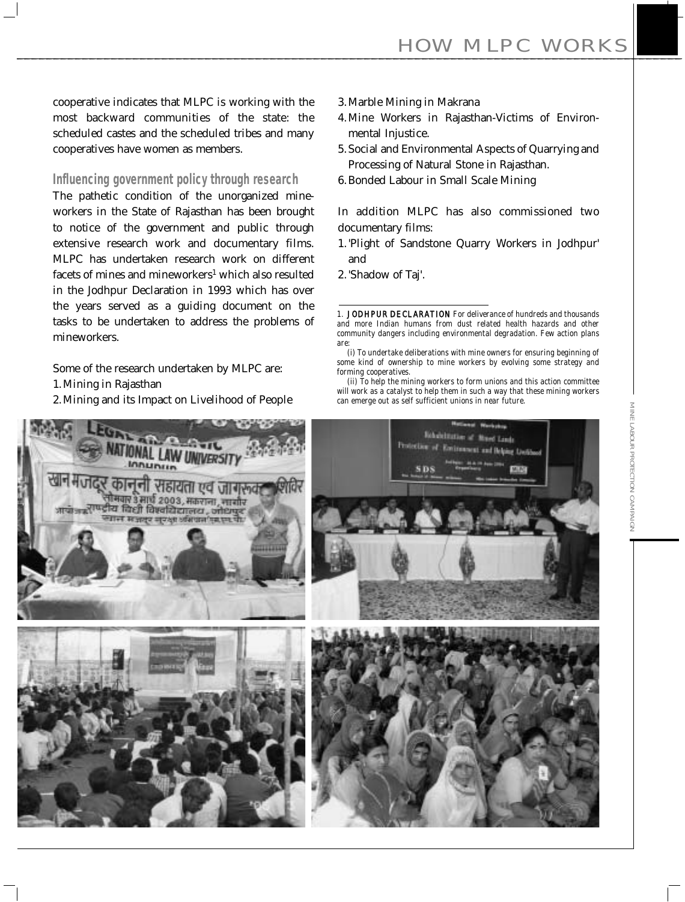cooperative indicates that MLPC is working with the most backward communities of the state: the scheduled castes and the scheduled tribes and many cooperatives have women as members.

## Influencing government policy through research

The pathetic condition of the unorganized mine-workers in the State of Rajasthan has been brought to notice of the government and public through extensive research work and documentary films. MLPC has undertaken research work on different facets of mines and mineworkers[1] which also resulted in the Jodhpur Declaration in 1993 which has over the years served as a guiding document on the tasks to be undertaken to address the problems of mineworkers.

Some of the research undertaken by MLPC are:

1. Mining in Rajasthan
2. Mining and its Impact on Livelihood of People
3. Marble Mining in Makrana
4. Mine Workers in Rajasthan-Victims of Environmental Injustice.
5. Social and Environmental Aspects of Quarrying and Processing of Natural Stone in Rajasthan.
6. Bonded Labour in Small Scale Mining

In addition MLPC has also commissioned two documentary films:

1. 'Plight of Sandstone Quarry Workers in Jodhpur' and
2. 'Shadow of Taj'.

---

1. **JODHPUR DECLARATION** *For deliverance of hundreds and thousands and more Indian humans from dust related health hazards and other community dangers including environmental degradation. Few action plans are:*

*(i) To undertake deliberations with mine owners for ensuring beginning of some kind of ownership to mine workers by evolving some strategy and forming cooperatives.*

*(ii) To help the mining workers to form unions and this action committee will work as a catalyst to help them in such a way that these mining workers can emerge out as self sufficient unions in near future.*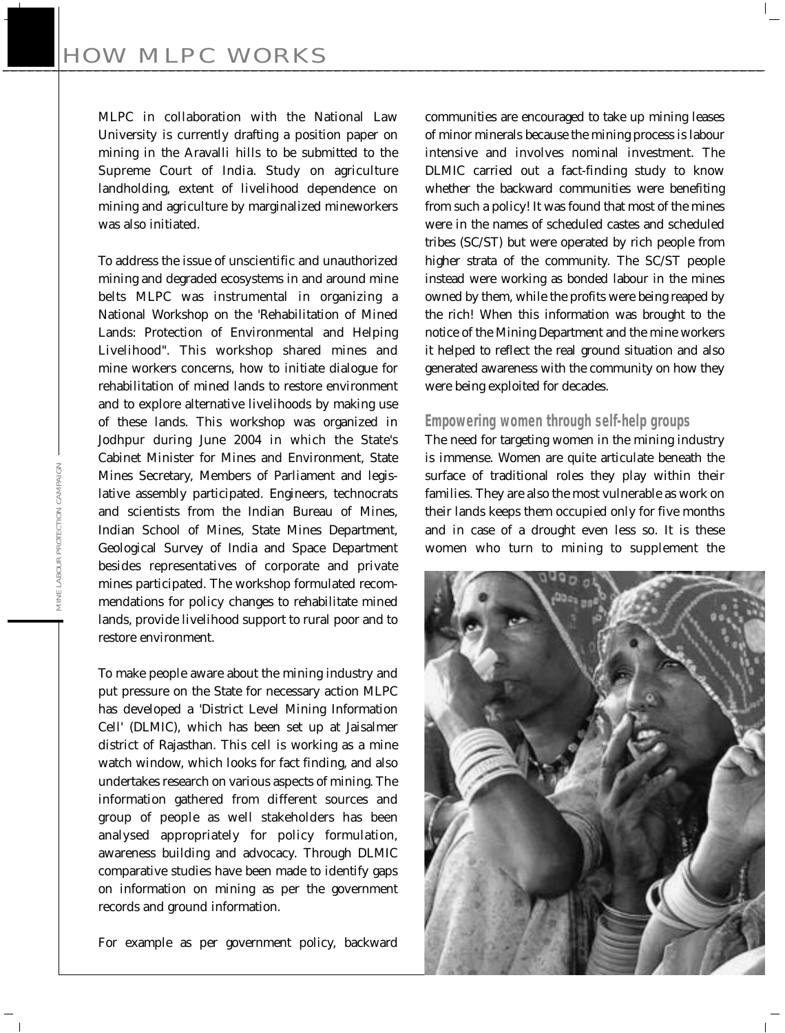## HOW MLPC WORKS

MLPC in collaboration with the National Law University is currently drafting a position paper on mining in the Aravalli hills to be submitted to the Supreme Court of India. Study on agriculture landholding, extent of livelihood dependence on mining and agriculture by marginalized mineworkers was also initiated.

To address the issue of unscientific and unauthorized mining and degraded ecosystems in and around mine belts MLPC was instrumental in organizing a National Workshop on the 'Rehabilitation of Mined Lands: Protection of Environmental and Helping Livelihood". This workshop shared mines and mine workers concerns, how to initiate dialogue for rehabilitation of mined lands to restore environment and to explore alternative livelihoods by making use of these lands. This workshop was organized in Jodhpur during June 2004 in which the State's Cabinet Minister for Mines and Environment, State Mines Secretary, Members of Parliament and legislative assembly participated. Engineers, technocrats and scientists from the Indian Bureau of Mines, Indian School of Mines, State Mines Department, Geological Survey of India and Space Department besides representatives of corporate and private mines participated. The workshop formulated recommendations for policy changes to rehabilitate mined lands, provide livelihood support to rural poor and to restore environment.

To make people aware about the mining industry and put pressure on the State for necessary action MLPC has developed a 'District Level Mining Information Cell' (DLMIC), which has been set up at Jaisalmer district of Rajasthan. This cell is working as a mine watch window, which looks for fact finding, and also undertakes research on various aspects of mining. The information gathered from different sources and group of people as well stakeholders has been analysed appropriately for policy formulation, awareness building and advocacy. Through DLMIC comparative studies have been made to identify gaps on information on mining as per the government records and ground information.

For example as per government policy, backward communities are encouraged to take up mining leases of minor minerals because the mining process is labour intensive and involves nominal investment. The DLMIC carried out a fact-finding study to know whether the backward communities were benefiting from such a policy! It was found that most of the mines were in the names of scheduled castes and scheduled tribes (SC/ST) but were operated by rich people from higher strata of the community. The SC/ST people instead were working as bonded labour in the mines owned by them, while the profits were being reaped by the rich! When this information was brought to the notice of the Mining Department and the mine workers it helped to reflect the real ground situation and also generated awareness with the community on how they were being exploited for decades.

### Empowering women through self-help groups

The need for targeting women in the mining industry is immense. Women are quite articulate beneath the surface of traditional roles they play within their families. They are also the most vulnerable as work on their lands keeps them occupied only for five months and in case of a drought even less so. It is these women who turn to mining to supplement the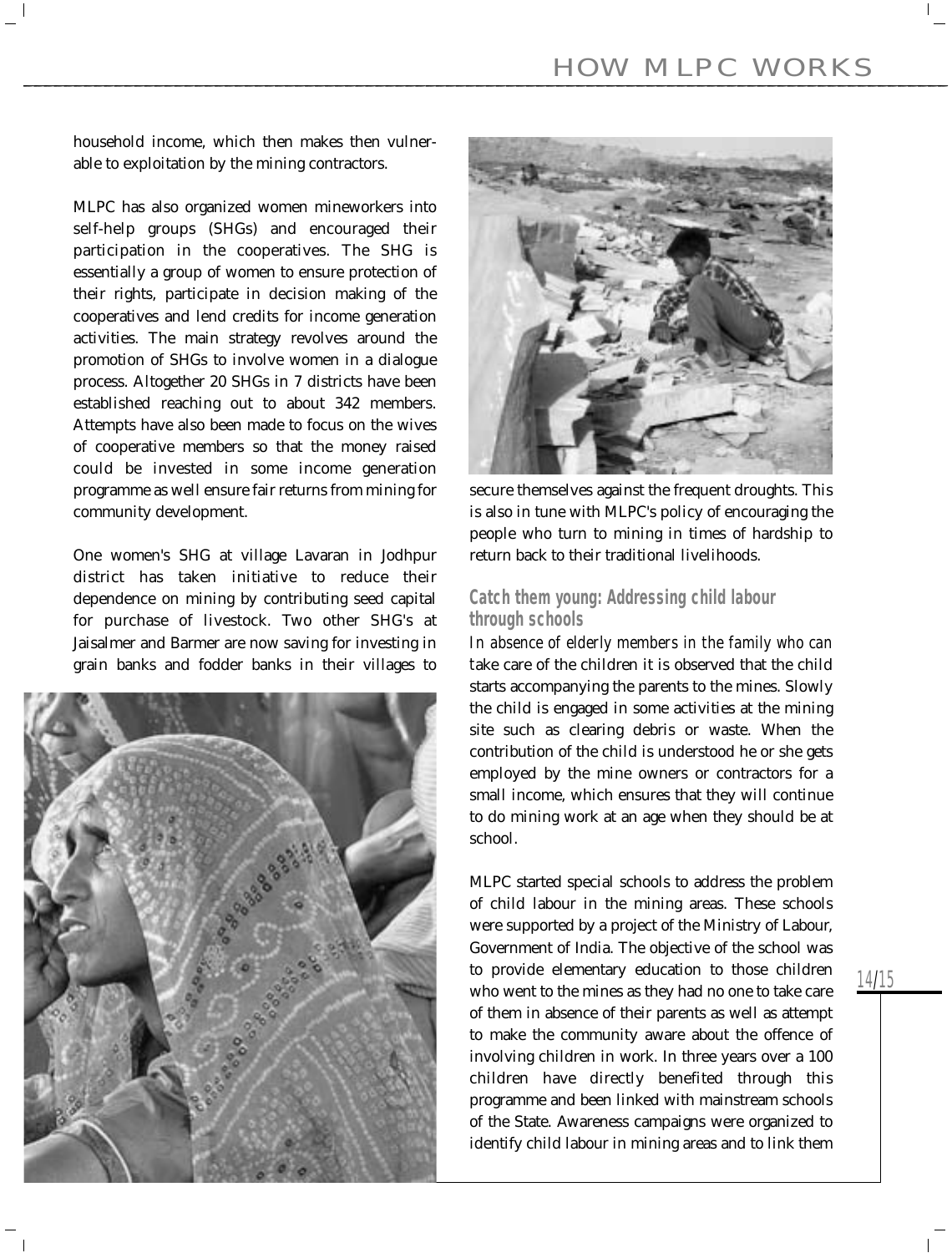household income, which then makes then vulnerable to exploitation by the mining contractors.

MLPC has also organized women mineworkers into self-help groups (SHGs) and encouraged their participation in the cooperatives. The SHG is essentially a group of women to ensure protection of their rights, participate in decision making of the cooperatives and lend credits for income generation activities. The main strategy revolves around the promotion of SHGs to involve women in a dialogue process. Altogether 20 SHGs in 7 districts have been established reaching out to about 342 members. Attempts have also been made to focus on the wives of cooperative members so that the money raised could be invested in some income generation programme as well ensure fair returns from mining for community development.

One women's SHG at village Lavaran in Jodhpur district has taken initiative to reduce their dependence on mining by contributing seed capital for purchase of livestock. Two other SHG's at Jaisalmer and Barmer are now saving for investing in grain banks and fodder banks in their villages to secure themselves against the frequent droughts. This is also in tune with MLPC's policy of encouraging the people who turn to mining in times of hardship to return back to their traditional livelihoods.

## Catch them young: Addressing child labour through schools

In absence of elderly members in the family who can take care of the children it is observed that the child starts accompanying the parents to the mines. Slowly the child is engaged in some activities at the mining site such as clearing debris or waste. When the contribution of the child is understood he or she gets employed by the mine owners or contractors for a small income, which ensures that they will continue to do mining work at an age when they should be at school.

MLPC started special schools to address the problem of child labour in the mining areas. These schools were supported by a project of the Ministry of Labour, Government of India. The objective of the school was to provide elementary education to those children who went to the mines as they had no one to take care of them in absence of their parents as well as attempt to make the community aware about the offence of involving children in work. In three years over a 100 children have directly benefited through this programme and been linked with mainstream schools of the State. Awareness campaigns were organized to identify child labour in mining areas and to link them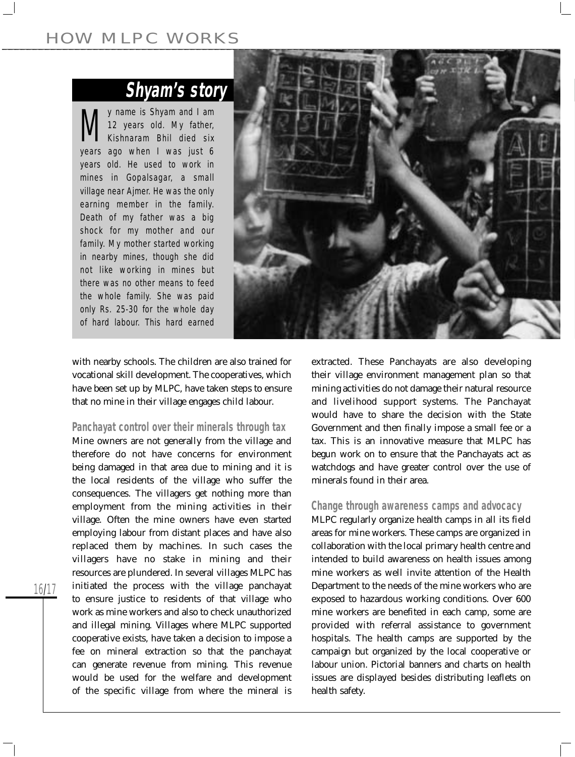## Shyam's story

My name is Shyam and I am 12 years old. My father, Kishnaram Bhil died six years ago when I was just 6 years old. He used to work in mines in Gopalsagar, a small village near Ajmer. He was the only earning member in the family. Death of my father was a big shock for my mother and our family. My mother started working in nearby mines, though she did not like working in mines but there was no other means to feed the whole family. She was paid only Rs. 25-30 for the whole day of hard labour. This hard earned

with nearby schools. The children are also trained for vocational skill development. The cooperatives, which have been set up by MLPC, have taken steps to ensure that no mine in their village engages child labour.

### Panchayat control over their minerals through tax

Mine owners are not generally from the village and therefore do not have concerns for environment being damaged in that area due to mining and it is the local residents of the village who suffer the consequences. The villagers get nothing more than employment from the mining activities in their village. Often the mine owners have even started employing labour from distant places and have also replaced them by machines. In such cases the villagers have no stake in mining and their resources are plundered. In several villages MLPC has initiated the process with the village panchayat to ensure justice to residents of that village who work as mine workers and also to check unauthorized and illegal mining. Villages where MLPC supported cooperative exists, have taken a decision to impose a fee on mineral extraction so that the panchayat can generate revenue from mining. This revenue would be used for the welfare and development of the specific village from where the mineral is extracted. These Panchayats are also developing their village environment management plan so that mining activities do not damage their natural resource and livelihood support systems. The Panchayat would have to share the decision with the State Government and then finally impose a small fee or a tax. This is an innovative measure that MLPC has begun work on to ensure that the Panchayats act as watchdogs and have greater control over the use of minerals found in their area.

### Change through awareness camps and advocacy

MLPC regularly organize health camps in all its field areas for mine workers. These camps are organized in collaboration with the local primary health centre and intended to build awareness on health issues among mine workers as well invite attention of the Health Department to the needs of the mine workers who are exposed to hazardous working conditions. Over 600 mine workers are benefited in each camp, some are provided with referral assistance to government hospitals. The health camps are supported by the campaign but organized by the local cooperative or labour union. Pictorial banners and charts on health issues are displayed besides distributing leaflets on health safety.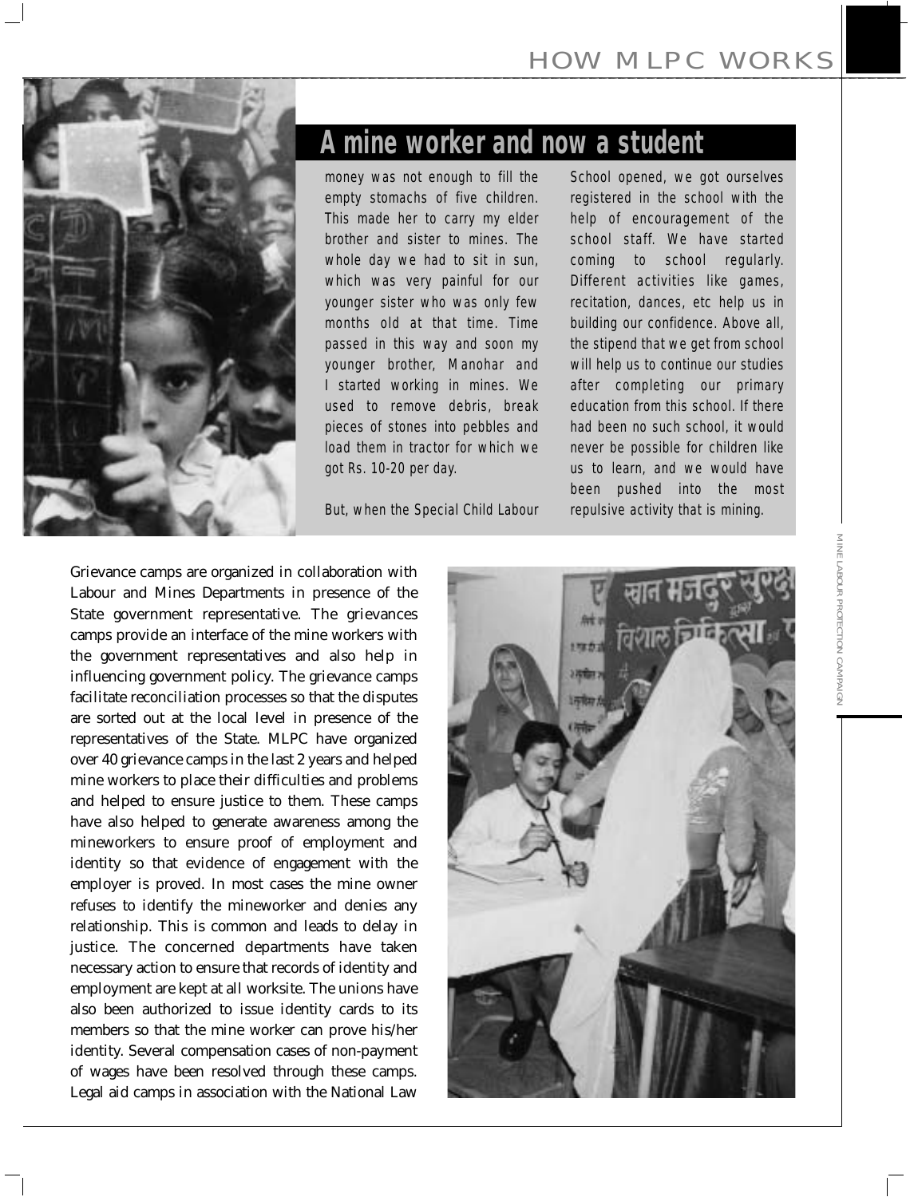## A mine worker and now a student

money was not enough to fill the empty stomachs of five children. This made her to carry my elder brother and sister to mines. The whole day we had to sit in sun, which was very painful for our younger sister who was only few months old at that time. Time passed in this way and soon my younger brother, Manohar and I started working in mines. We used to remove debris, break pieces of stones into pebbles and load them in tractor for which we got Rs. 10-20 per day.

But, when the Special Child Labour School opened, we got ourselves registered in the school with the help of encouragement of the school staff. We have started coming to school regularly. Different activities like games, recitation, dances, etc help us in building our confidence. Above all, the stipend that we get from school will help us to continue our studies after completing our primary education from this school. If there had been no such school, it would never be possible for children like us to learn, and we would have been pushed into the most repulsive activity that is mining.

Grievance camps are organized in collaboration with Labour and Mines Departments in presence of the State government representative. The grievances camps provide an interface of the mine workers with the government representatives and also help in influencing government policy. The grievance camps facilitate reconciliation processes so that the disputes are sorted out at the local level in presence of the representatives of the State. MLPC have organized over 40 grievance camps in the last 2 years and helped mine workers to place their difficulties and problems and helped to ensure justice to them. These camps have also helped to generate awareness among the mineworkers to ensure proof of employment and identity so that evidence of engagement with the employer is proved. In most cases the mine owner refuses to identify the mineworker and denies any relationship. This is common and leads to delay in justice. The concerned departments have taken necessary action to ensure that records of identity and employment are kept at all worksite. The unions have also been authorized to issue identity cards to its members so that the mine worker can prove his/her identity. Several compensation cases of non-payment of wages have been resolved through these camps. Legal aid camps in association with the National Law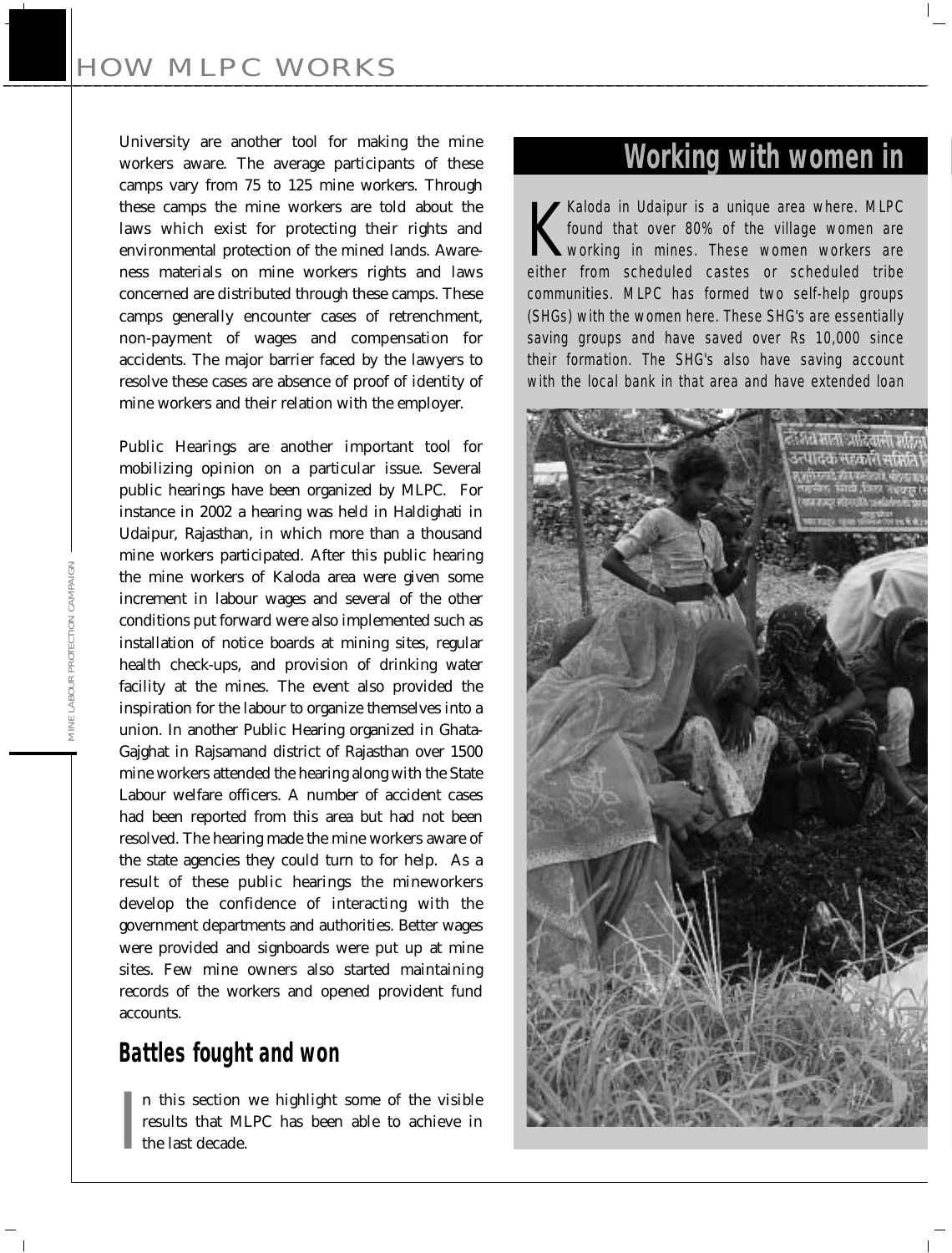University are another tool for making the mine workers aware. The average participants of these camps vary from 75 to 125 mine workers. Through these camps the mine workers are told about the laws which exist for protecting their rights and environmental protection of the mined lands. Awareness materials on mine workers rights and laws concerned are distributed through these camps. These camps generally encounter cases of retrenchment, non-payment of wages and compensation for accidents. The major barrier faced by the lawyers to resolve these cases are absence of proof of identity of mine workers and their relation with the employer.

Public Hearings are another important tool for mobilizing opinion on a particular issue. Several public hearings have been organized by MLPC. For instance in 2002 a hearing was held in Haldighati in Udaipur, Rajasthan, in which more than a thousand mine workers participated. After this public hearing the mine workers of Kaloda area were given some increment in labour wages and several of the other conditions put forward were also implemented such as installation of notice boards at mining sites, regular health check-ups, and provision of drinking water facility at the mines. The event also provided the inspiration for the labour to organize themselves into a union. In another Public Hearing organized in Ghata-Gajghat in Rajsamand district of Rajasthan over 1500 mine workers attended the hearing along with the State Labour welfare officers. A number of accident cases had been reported from this area but had not been resolved. The hearing made the mine workers aware of the state agencies they could turn to for help. As a result of these public hearings the mineworkers develop the confidence of interacting with the government departments and authorities. Better wages were provided and signboards were put up at mine sites. Few mine owners also started maintaining records of the workers and opened provident fund accounts.

## Battles fought and won

In this section we highlight some of the visible results that MLPC has been able to achieve in the last decade.

## Working with women in

Kaloda in Udaipur is a unique area where. MLPC found that over 80% of the village women are working in mines. These women workers are either from scheduled castes or scheduled tribe communities. MLPC has formed two self-help groups (SHGs) with the women here. These SHG's are essentially saving groups and have saved over Rs 10,000 since their formation. The SHG's also have saving account with the local bank in that area and have extended loan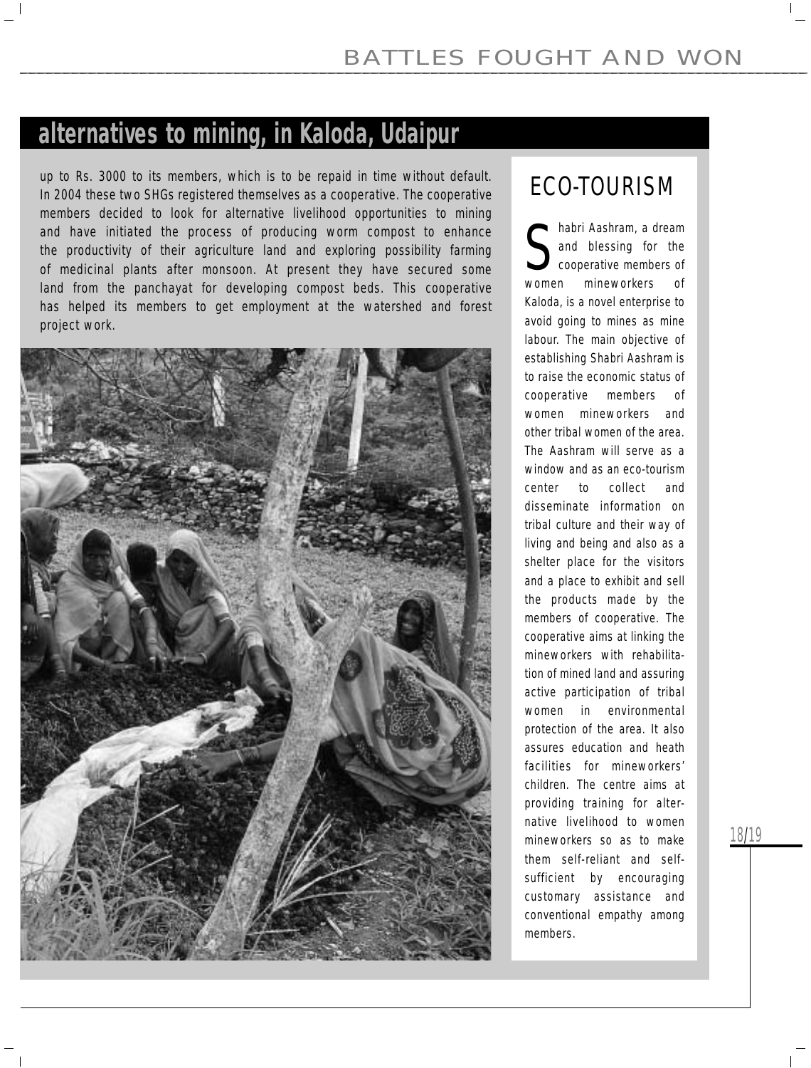## alternatives to mining, in Kaloda, Udaipur

up to Rs. 3000 to its members, which is to be repaid in time without default. In 2004 these two SHGs registered themselves as a cooperative. The cooperative members decided to look for alternative livelihood opportunities to mining and have initiated the process of producing worm compost to enhance the productivity of their agriculture land and exploring possibility farming of medicinal plants after monsoon. At present they have secured some land from the panchayat for developing compost beds. This cooperative has helped its members to get employment at the watershed and forest project work.

### ECO-TOURISM

Shabri Aashram, a dream and blessing for the cooperative members of women mineworkers of Kaloda, is a novel enterprise to avoid going to mines as mine labour. The main objective of establishing Shabri Aashram is to raise the economic status of cooperative members of women mineworkers and other tribal women of the area. The Aashram will serve as a window and as an eco-tourism center to collect and disseminate information on tribal culture and their way of living and being and also as a shelter place for the visitors and a place to exhibit and sell the products made by the members of cooperative. The cooperative aims at linking the mineworkers with rehabilitation of mined land and assuring active participation of tribal women in environmental protection of the area. It also assures education and heath facilities for mineworkers' children. The centre aims at providing training for alternative livelihood to women mineworkers so as to make them self-reliant and self-sufficient by encouraging customary assistance and conventional empathy among members.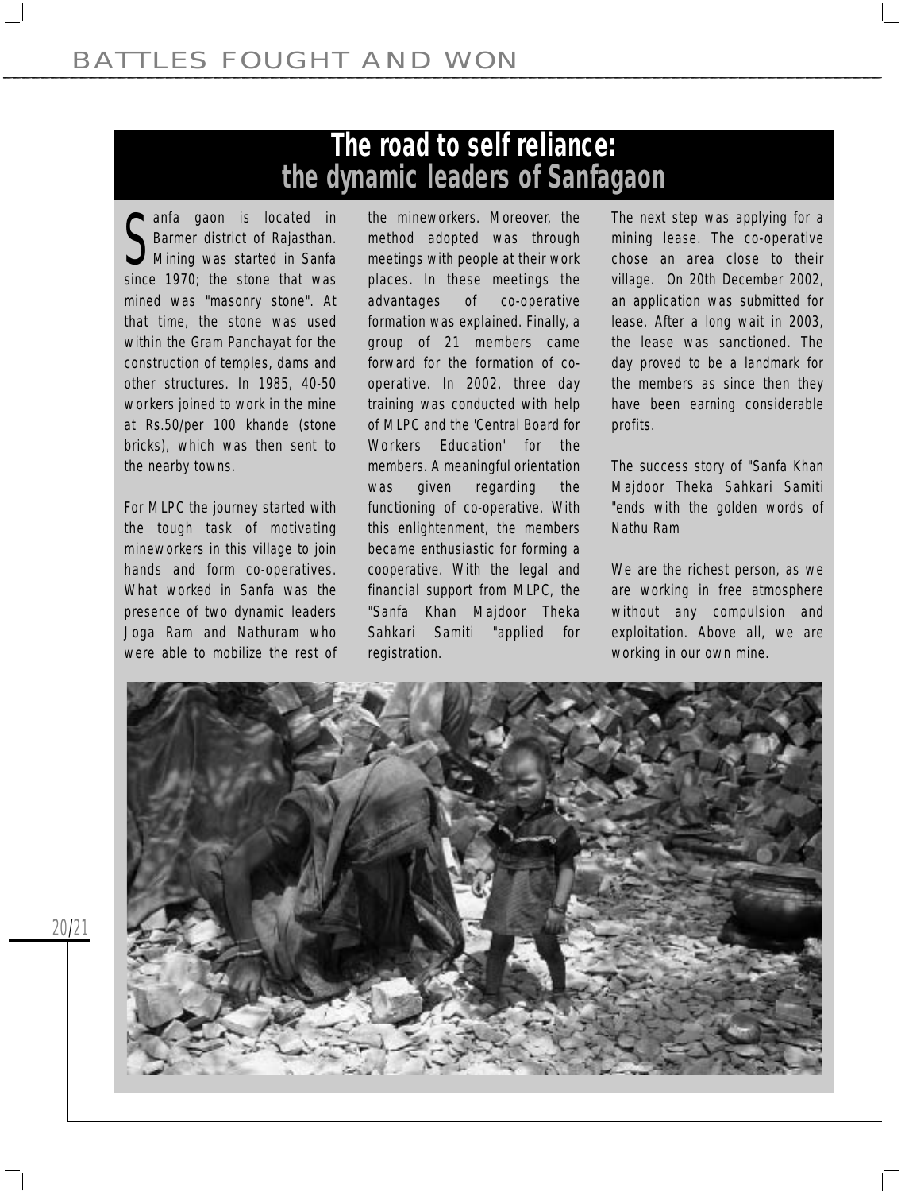## The road to self reliance: the dynamic leaders of Sanfagaon

Sanfa gaon is located in Barmer district of Rajasthan. Mining was started in Sanfa since 1970; the stone that was mined was "masonry stone". At that time, the stone was used within the Gram Panchayat for the construction of temples, dams and other structures. In 1985, 40-50 workers joined to work in the mine at Rs.50/per 100 khande (stone bricks), which was then sent to the nearby towns.

For MLPC the journey started with the tough task of motivating mineworkers in this village to join hands and form co-operatives. What worked in Sanfa was the presence of two dynamic leaders Joga Ram and Nathuram who were able to mobilize the rest of the mineworkers. Moreover, the method adopted was through meetings with people at their work places. In these meetings the advantages of co-operative formation was explained. Finally, a group of 21 members came forward for the formation of co-operative. In 2002, three day training was conducted with help of MLPC and the 'Central Board for Workers Education' for the members. A meaningful orientation was given regarding the functioning of co-operative. With this enlightenment, the members became enthusiastic for forming a cooperative. With the legal and financial support from MLPC, the "Sanfa Khan Majdoor Theka Sahkari Samiti "applied for registration.

The next step was applying for a mining lease. The co-operative chose an area close to their village. On 20th December 2002, an application was submitted for lease. After a long wait in 2003, the lease was sanctioned. The day proved to be a landmark for the members as since then they have been earning considerable profits.

The success story of "Sanfa Khan Majdoor Theka Sahkari Samiti "ends with the golden words of Nathu Ram

We are the richest person, as we are working in free atmosphere without any compulsion and exploitation. Above all, we are working in our own mine.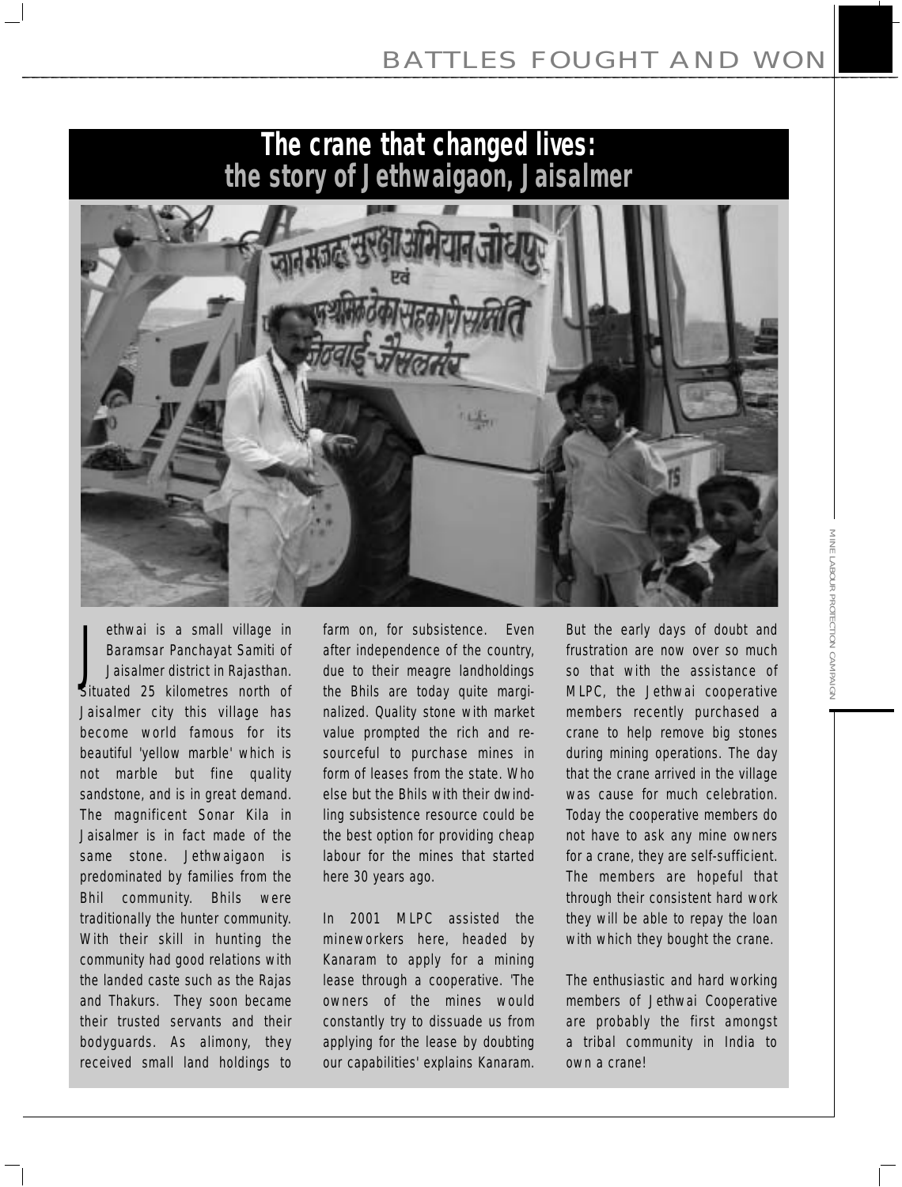## The crane that changed lives: the story of Jethwaigaon, Jaisalmer

Jethwai is a small village in Baramsar Panchayat Samiti of Jaisalmer district in Rajasthan. Situated 25 kilometres north of Jaisalmer city this village has become world famous for its beautiful 'yellow marble' which is not marble but fine quality sandstone, and is in great demand. The magnificent Sonar Kila in Jaisalmer is in fact made of the same stone. Jethwaigaon is predominated by families from the Bhil community. Bhils were traditionally the hunter community. With their skill in hunting the community had good relations with the landed caste such as the Rajas and Thakurs. They soon became their trusted servants and their bodyguards. As alimony, they received small land holdings to farm on, for subsistence. Even after independence of the country, due to their meagre landholdings the Bhils are today quite marginalized. Quality stone with market value prompted the rich and resourceful to purchase mines in form of leases from the state. Who else but the Bhils with their dwindling subsistence resource could be the best option for providing cheap labour for the mines that started here 30 years ago.

In 2001 MLPC assisted the mineworkers here, headed by Kanaram to apply for a mining lease through a cooperative. 'The owners of the mines would constantly try to dissuade us from applying for the lease by doubting our capabilities' explains Kanaram. But the early days of doubt and frustration are now over so much so that with the assistance of MLPC, the Jethwai cooperative members recently purchased a crane to help remove big stones during mining operations. The day that the crane arrived in the village was cause for much celebration. Today the cooperative members do not have to ask any mine owners for a crane, they are self-sufficient. The members are hopeful that through their consistent hard work they will be able to repay the loan with which they bought the crane.

The enthusiastic and hard working members of Jethwai Cooperative are probably the first amongst a tribal community in India to own a crane!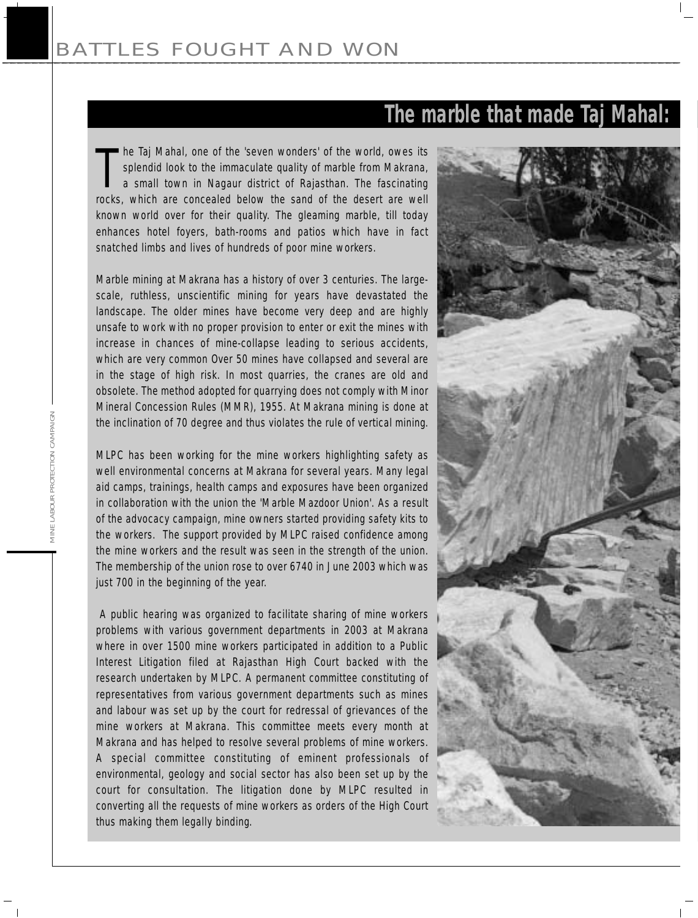## The marble that made Taj Mahal:

The Taj Mahal, one of the 'seven wonders' of the world, owes its splendid look to the immaculate quality of marble from Makrana, a small town in Nagaur district of Rajasthan. The fascinating rocks, which are concealed below the sand of the desert are well known world over for their quality. The gleaming marble, till today enhances hotel foyers, bath-rooms and patios which have in fact snatched limbs and lives of hundreds of poor mine workers.

Marble mining at Makrana has a history of over 3 centuries. The large-scale, ruthless, unscientific mining for years have devastated the landscape. The older mines have become very deep and are highly unsafe to work with no proper provision to enter or exit the mines with increase in chances of mine-collapse leading to serious accidents, which are very common Over 50 mines have collapsed and several are in the stage of high risk. In most quarries, the cranes are old and obsolete. The method adopted for quarrying does not comply with Minor Mineral Concession Rules (MMR), 1955. At Makrana mining is done at the inclination of 70 degree and thus violates the rule of vertical mining.

MLPC has been working for the mine workers highlighting safety as well environmental concerns at Makrana for several years. Many legal aid camps, trainings, health camps and exposures have been organized in collaboration with the union the 'Marble Mazdoor Union'. As a result of the advocacy campaign, mine owners started providing safety kits to the workers. The support provided by MLPC raised confidence among the mine workers and the result was seen in the strength of the union. The membership of the union rose to over 6740 in June 2003 which was just 700 in the beginning of the year.

A public hearing was organized to facilitate sharing of mine workers problems with various government departments in 2003 at Makrana where in over 1500 mine workers participated in addition to a Public Interest Litigation filed at Rajasthan High Court backed with the research undertaken by MLPC. A permanent committee constituting of representatives from various government departments such as mines and labour was set up by the court for redressal of grievances of the mine workers at Makrana. This committee meets every month at Makrana and has helped to resolve several problems of mine workers. A special committee constituting of eminent professionals of environmental, geology and social sector has also been set up by the court for consultation. The litigation done by MLPC resulted in converting all the requests of mine workers as orders of the High Court thus making them legally binding.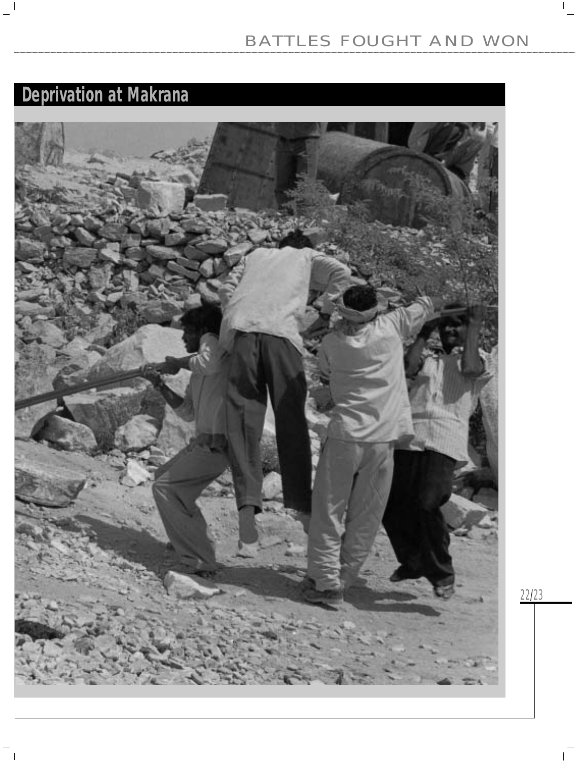## Deprivation at Makrana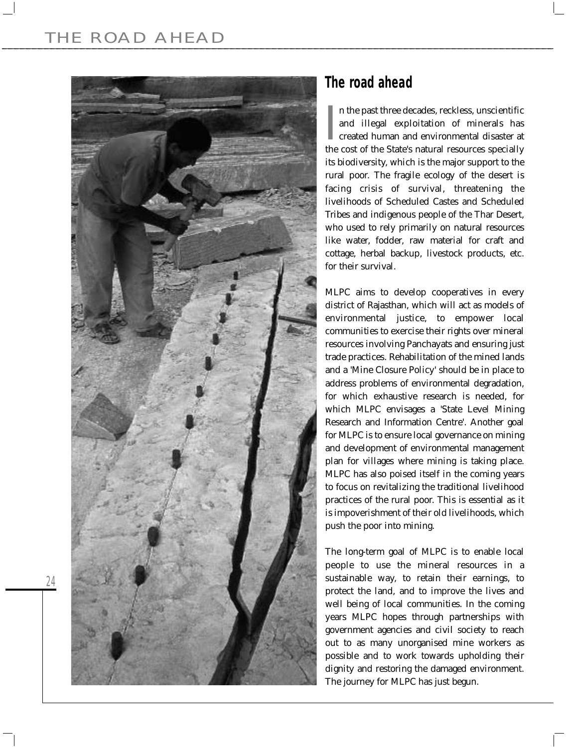## The road ahead

In the past three decades, reckless, unscientific and illegal exploitation of minerals has created human and environmental disaster at the cost of the State's natural resources specially its biodiversity, which is the major support to the rural poor. The fragile ecology of the desert is facing crisis of survival, threatening the livelihoods of Scheduled Castes and Scheduled Tribes and indigenous people of the Thar Desert, who used to rely primarily on natural resources like water, fodder, raw material for craft and cottage, herbal backup, livestock products, etc. for their survival.

MLPC aims to develop cooperatives in every district of Rajasthan, which will act as models of environmental justice, to empower local communities to exercise their rights over mineral resources involving Panchayats and ensuring just trade practices. Rehabilitation of the mined lands and a 'Mine Closure Policy' should be in place to address problems of environmental degradation, for which exhaustive research is needed, for which MLPC envisages a 'State Level Mining Research and Information Centre'. Another goal for MLPC is to ensure local governance on mining and development of environmental management plan for villages where mining is taking place. MLPC has also poised itself in the coming years to focus on revitalizing the traditional livelihood practices of the rural poor. This is essential as it is impoverishment of their old livelihoods, which push the poor into mining.

The long-term goal of MLPC is to enable local people to use the mineral resources in a sustainable way, to retain their earnings, to protect the land, and to improve the lives and well being of local communities. In the coming years MLPC hopes through partnerships with government agencies and civil society to reach out to as many unorganised mine workers as possible and to work towards upholding their dignity and restoring the damaged environment. The journey for MLPC has just begun.